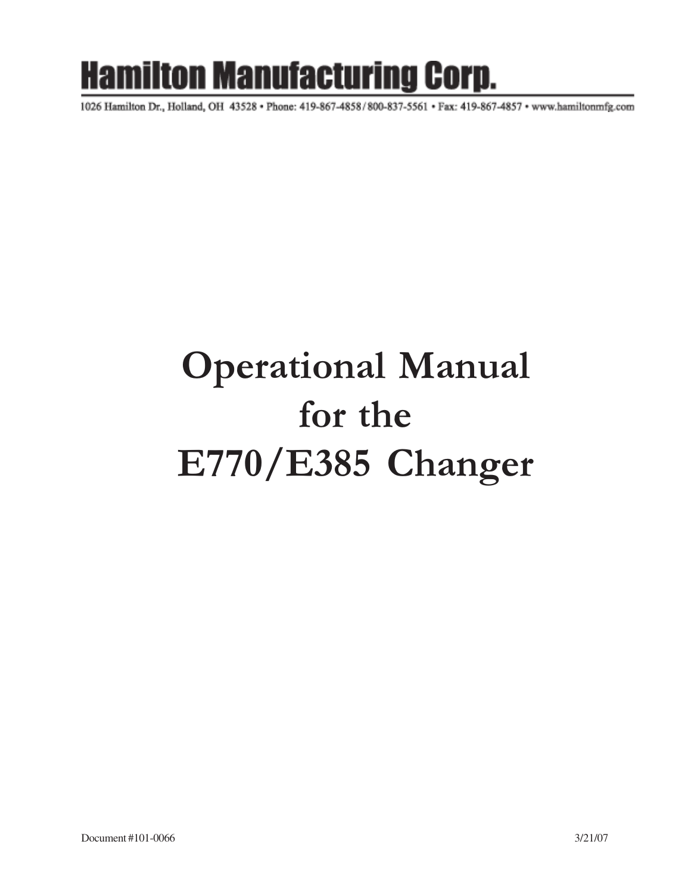# Hamilton Manufacturing Corp.

1026 Hamilton Dr., Holland, OH 43528 • Phone: 419-867-4858/800-837-5561 • Fax: 419-867-4857 • www.hamiltonmfg.com

# Operational Manual for the E770/E385 Changer

Document #101-0066

3/21/07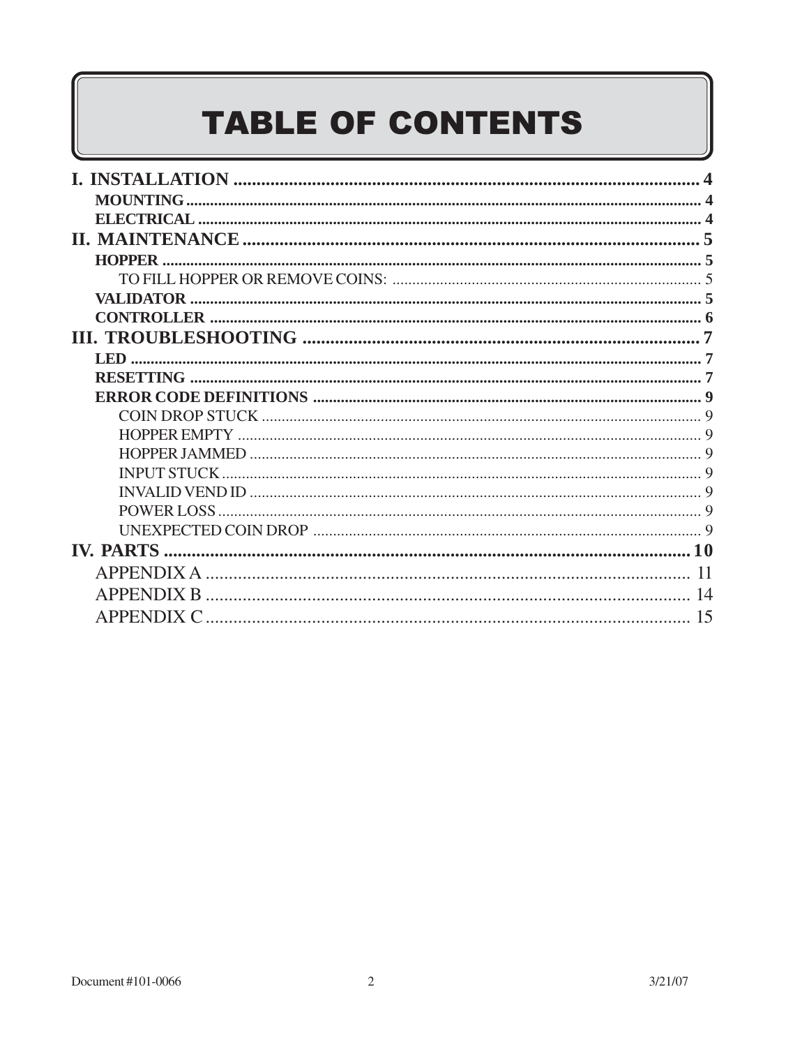# TABLE OF CONTENTS

**I. INSTALLATION** .......... 4
- **MOUNTING** .......... 4
- **ELECTRICAL** .......... 4

**II. MAINTENANCE** .......... 5
- **HOPPER** .......... 5
  - TO FILL HOPPER OR REMOVE COINS: .......... 5
- **VALIDATOR** .......... 5
- **CONTROLLER** .......... 6

**III. TROUBLESHOOTING** .......... 7
- **LED** .......... 7
- **RESETTING** .......... 7
- **ERROR CODE DEFINITIONS** .......... 9
  - COIN DROP STUCK .......... 9
  - HOPPER EMPTY .......... 9
  - HOPPER JAMMED .......... 9
  - INPUT STUCK .......... 9
  - INVALID VEND ID .......... 9
  - POWER LOSS .......... 9
  - UNEXPECTED COIN DROP .......... 9

**IV. PARTS** .......... 10
- APPENDIX A .......... 11
- APPENDIX B .......... 14
- APPENDIX C .......... 15

Document #101-0066 3/21/07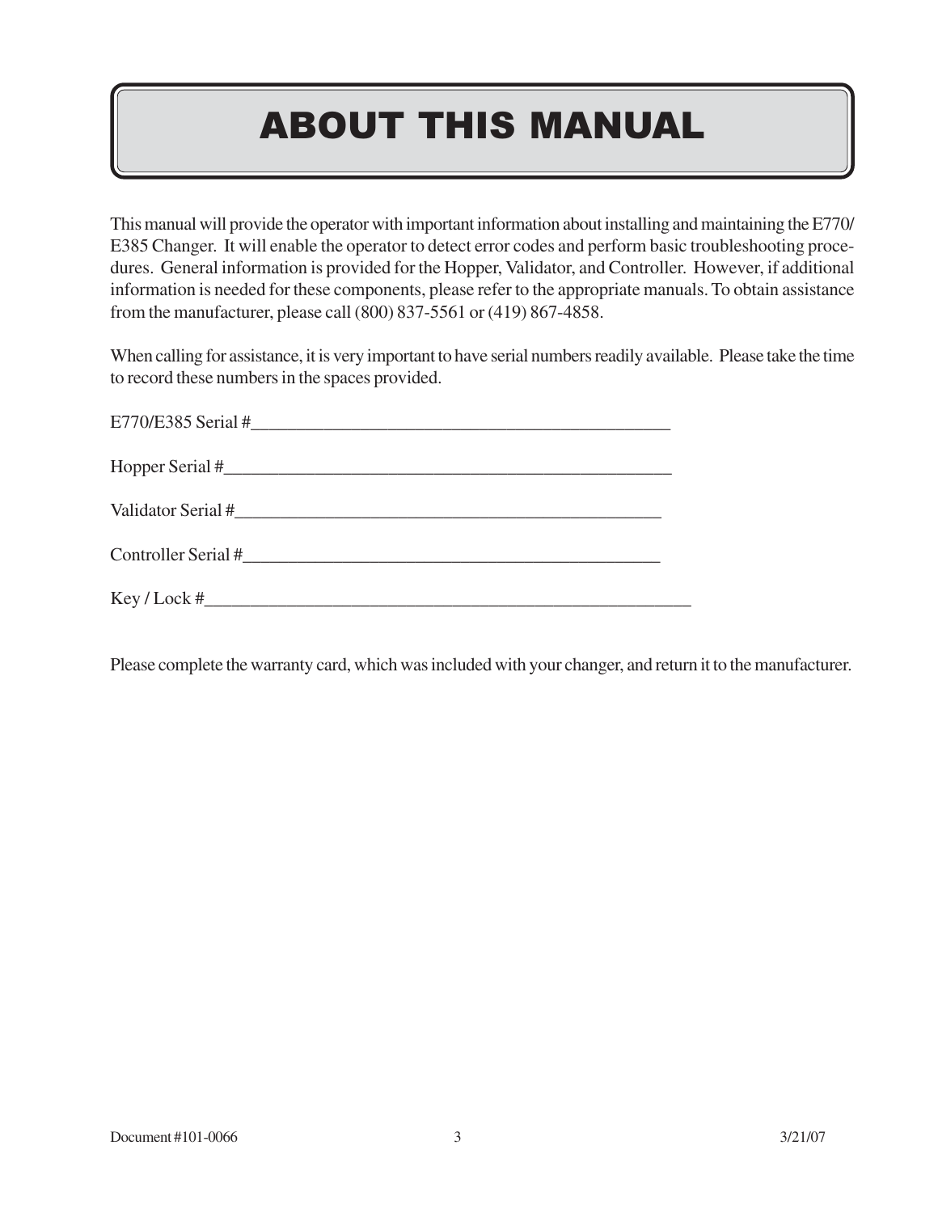# ABOUT THIS MANUAL

This manual will provide the operator with important information about installing and maintaining the E770/E385 Changer. It will enable the operator to detect error codes and perform basic troubleshooting procedures. General information is provided for the Hopper, Validator, and Controller. However, if additional information is needed for these components, please refer to the appropriate manuals. To obtain assistance from the manufacturer, please call (800) 837-5561 or (419) 867-4858.

When calling for assistance, it is very important to have serial numbers readily available. Please take the time to record these numbers in the spaces provided.

E770/E385 Serial #_______________________________________________

Hopper Serial #_______________________________________________

Validator Serial #_______________________________________________

Controller Serial #_______________________________________________

Key / Lock #_______________________________________________

Please complete the warranty card, which was included with your changer, and return it to the manufacturer.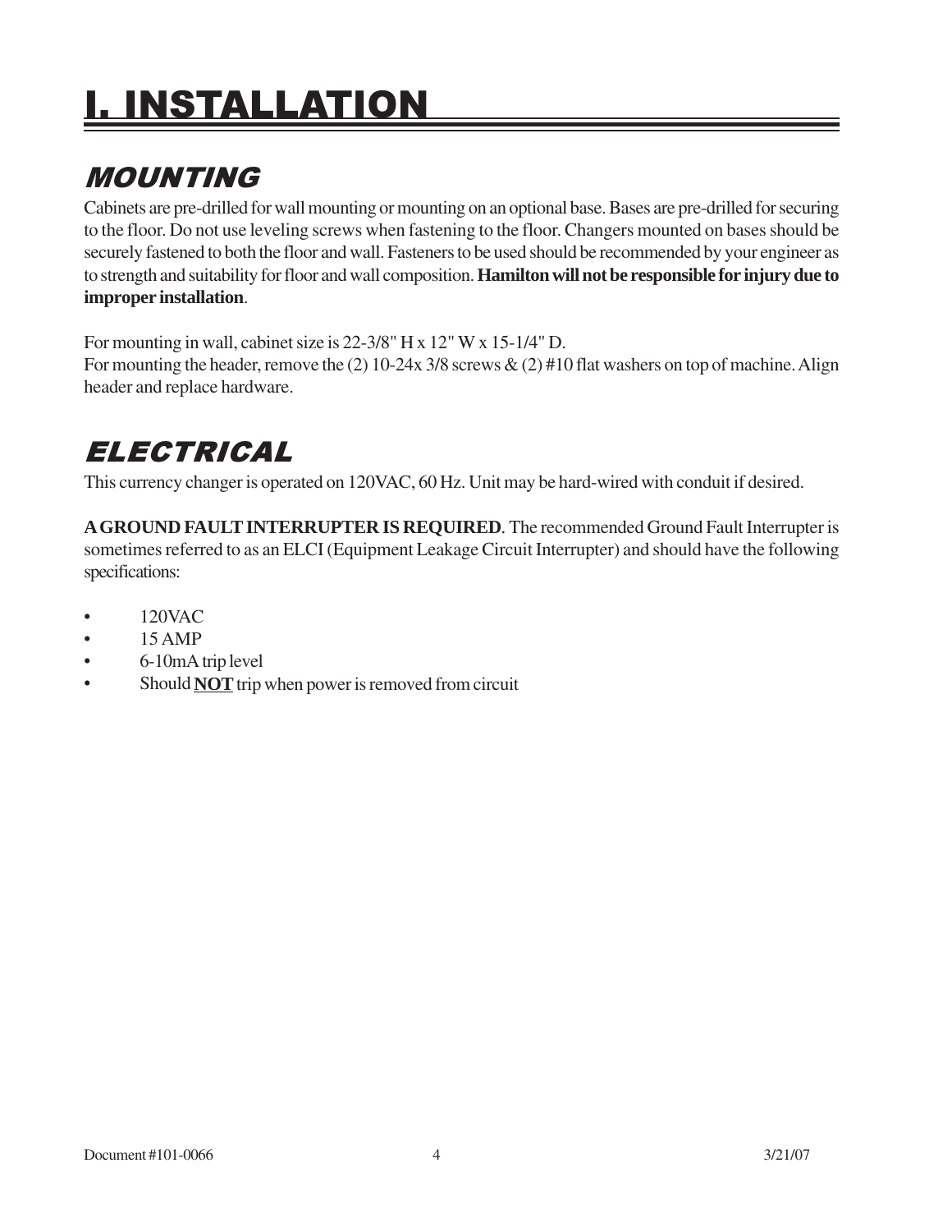# I. INSTALLATION

## MOUNTING

Cabinets are pre-drilled for wall mounting or mounting on an optional base. Bases are pre-drilled for securing to the floor. Do not use leveling screws when fastening to the floor. Changers mounted on bases should be securely fastened to both the floor and wall. Fasteners to be used should be recommended by your engineer as to strength and suitability for floor and wall composition. **Hamilton will not be responsible for injury due to improper installation**.

For mounting in wall, cabinet size is 22-3/8" H x 12" W x 15-1/4" D.
For mounting the header, remove the (2) 10-24x 3/8 screws & (2) #10 flat washers on top of machine. Align header and replace hardware.

## ELECTRICAL

This currency changer is operated on 120VAC, 60 Hz. Unit may be hard-wired with conduit if desired.

**A GROUND FAULT INTERRUPTER IS REQUIRED**. The recommended Ground Fault Interrupter is sometimes referred to as an ELCI (Equipment Leakage Circuit Interrupter) and should have the following specifications:

- 120VAC
- 15 AMP
- 6-10mA trip level
- Should **NOT** trip when power is removed from circuit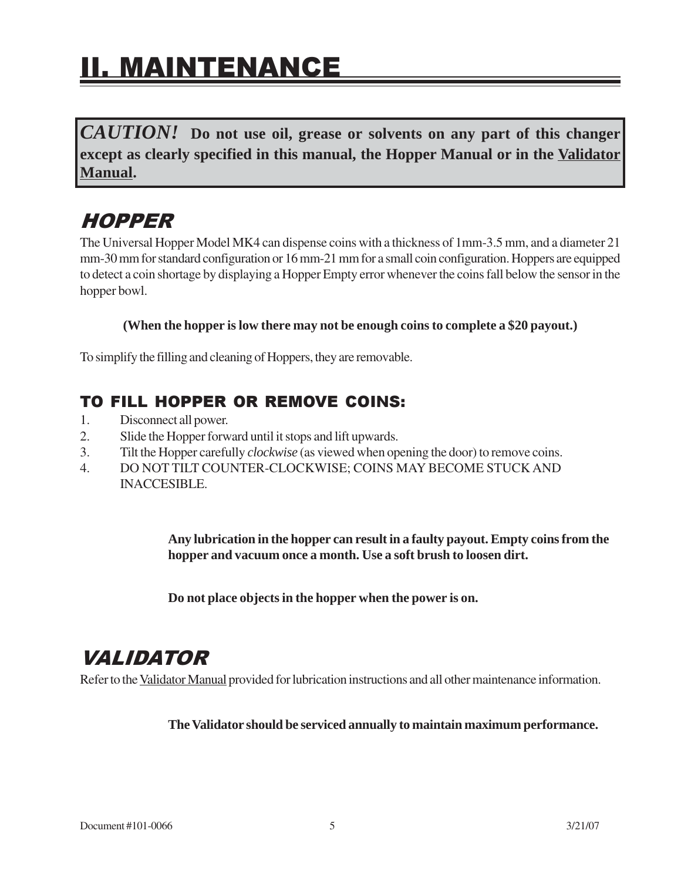# II. MAINTENANCE

***CAUTION!*** **Do not use oil, grease or solvents on any part of this changer except as clearly specified in this manual, the Hopper Manual or in the Validator Manual.**

## *HOPPER*

The Universal Hopper Model MK4 can dispense coins with a thickness of 1mm-3.5 mm, and a diameter 21 mm-30 mm for standard configuration or 16 mm-21 mm for a small coin configuration. Hoppers are equipped to detect a coin shortage by displaying a Hopper Empty error whenever the coins fall below the sensor in the hopper bowl.

**(When the hopper is low there may not be enough coins to complete a $20 payout.)**

To simplify the filling and cleaning of Hoppers, they are removable.

### TO FILL HOPPER OR REMOVE COINS:

1. Disconnect all power.
2. Slide the Hopper forward until it stops and lift upwards.
3. Tilt the Hopper carefully *clockwise* (as viewed when opening the door) to remove coins.
4. DO NOT TILT COUNTER-CLOCKWISE; COINS MAY BECOME STUCK AND INACCESIBLE.

**Any lubrication in the hopper can result in a faulty payout. Empty coins from the hopper and vacuum once a month. Use a soft brush to loosen dirt.**

**Do not place objects in the hopper when the power is on.**

## *VALIDATOR*

Refer to the Validator Manual provided for lubrication instructions and all other maintenance information.

**The Validator should be serviced annually to maintain maximum performance.**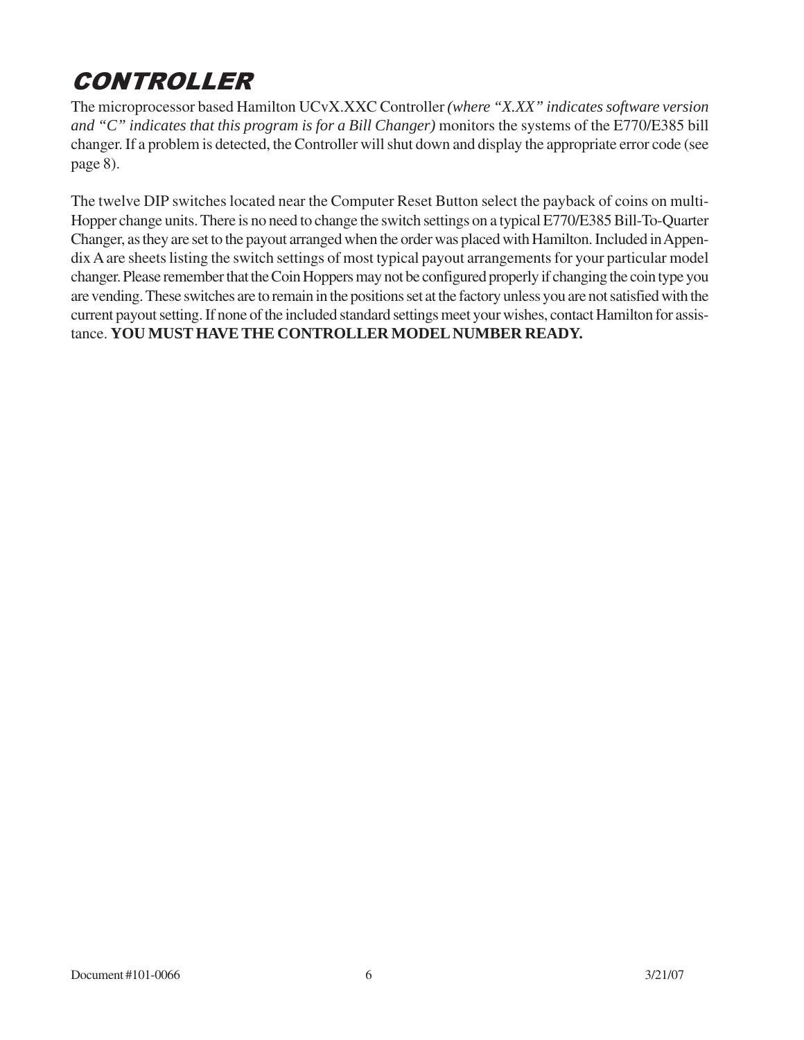# CONTROLLER

The microprocessor based Hamilton UCvX.XXC Controller *(where "X.XX" indicates software version and "C" indicates that this program is for a Bill Changer)* monitors the systems of the E770/E385 bill changer. If a problem is detected, the Controller will shut down and display the appropriate error code (see page 8).

The twelve DIP switches located near the Computer Reset Button select the payback of coins on multi-Hopper change units. There is no need to change the switch settings on a typical E770/E385 Bill-To-Quarter Changer, as they are set to the payout arranged when the order was placed with Hamilton. Included in Appendix A are sheets listing the switch settings of most typical payout arrangements for your particular model changer. Please remember that the Coin Hoppers may not be configured properly if changing the coin type you are vending. These switches are to remain in the positions set at the factory unless you are not satisfied with the current payout setting. If none of the included standard settings meet your wishes, contact Hamilton for assistance. **YOU MUST HAVE THE CONTROLLER MODEL NUMBER READY.**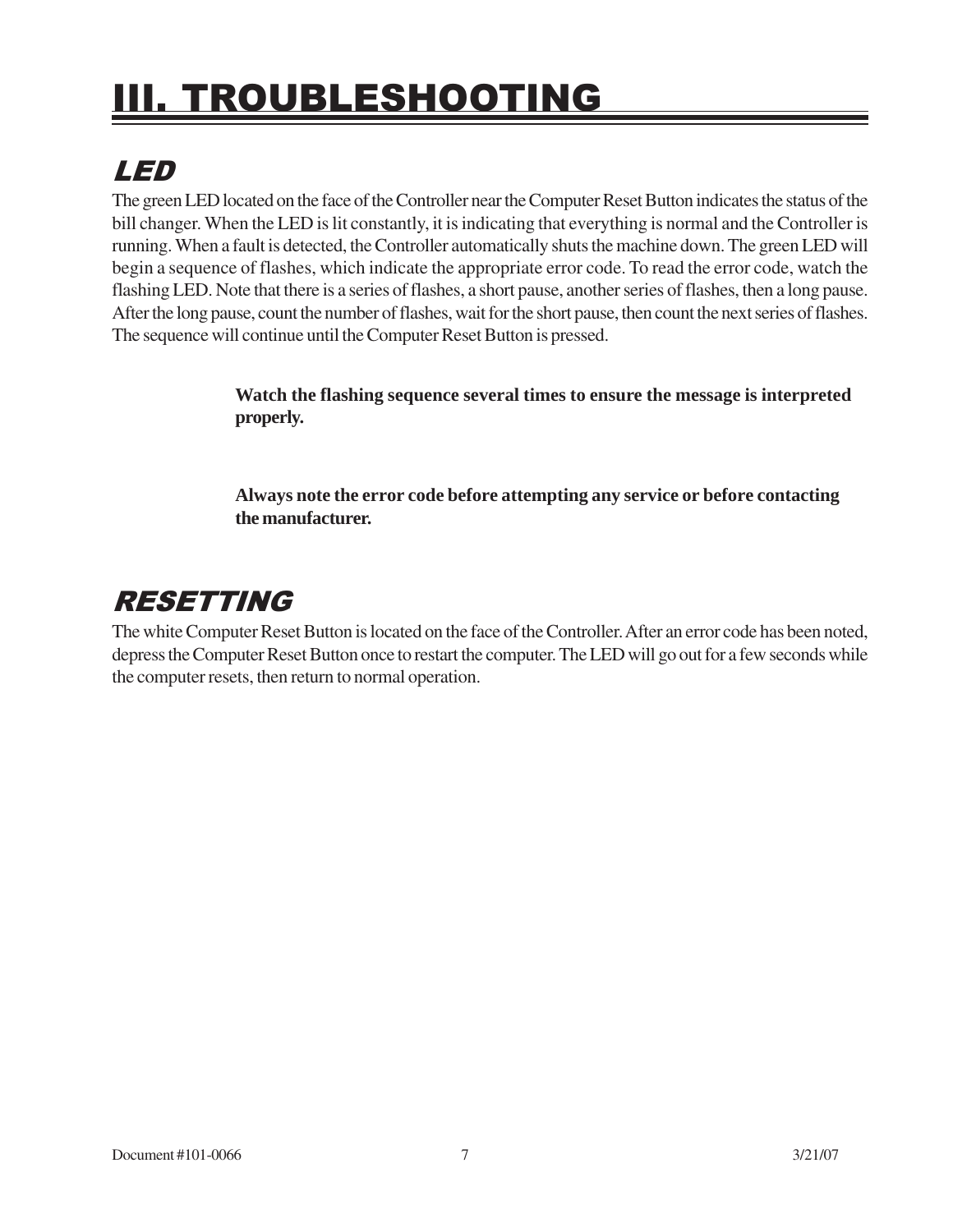# III. TROUBLESHOOTING

## LED

The green LED located on the face of the Controller near the Computer Reset Button indicates the status of the bill changer. When the LED is lit constantly, it is indicating that everything is normal and the Controller is running. When a fault is detected, the Controller automatically shuts the machine down. The green LED will begin a sequence of flashes, which indicate the appropriate error code. To read the error code, watch the flashing LED. Note that there is a series of flashes, a short pause, another series of flashes, then a long pause. After the long pause, count the number of flashes, wait for the short pause, then count the next series of flashes. The sequence will continue until the Computer Reset Button is pressed.

**Watch the flashing sequence several times to ensure the message is interpreted properly.**

**Always note the error code before attempting any service or before contacting the manufacturer.**

## RESETTING

The white Computer Reset Button is located on the face of the Controller. After an error code has been noted, depress the Computer Reset Button once to restart the computer. The LED will go out for a few seconds while the computer resets, then return to normal operation.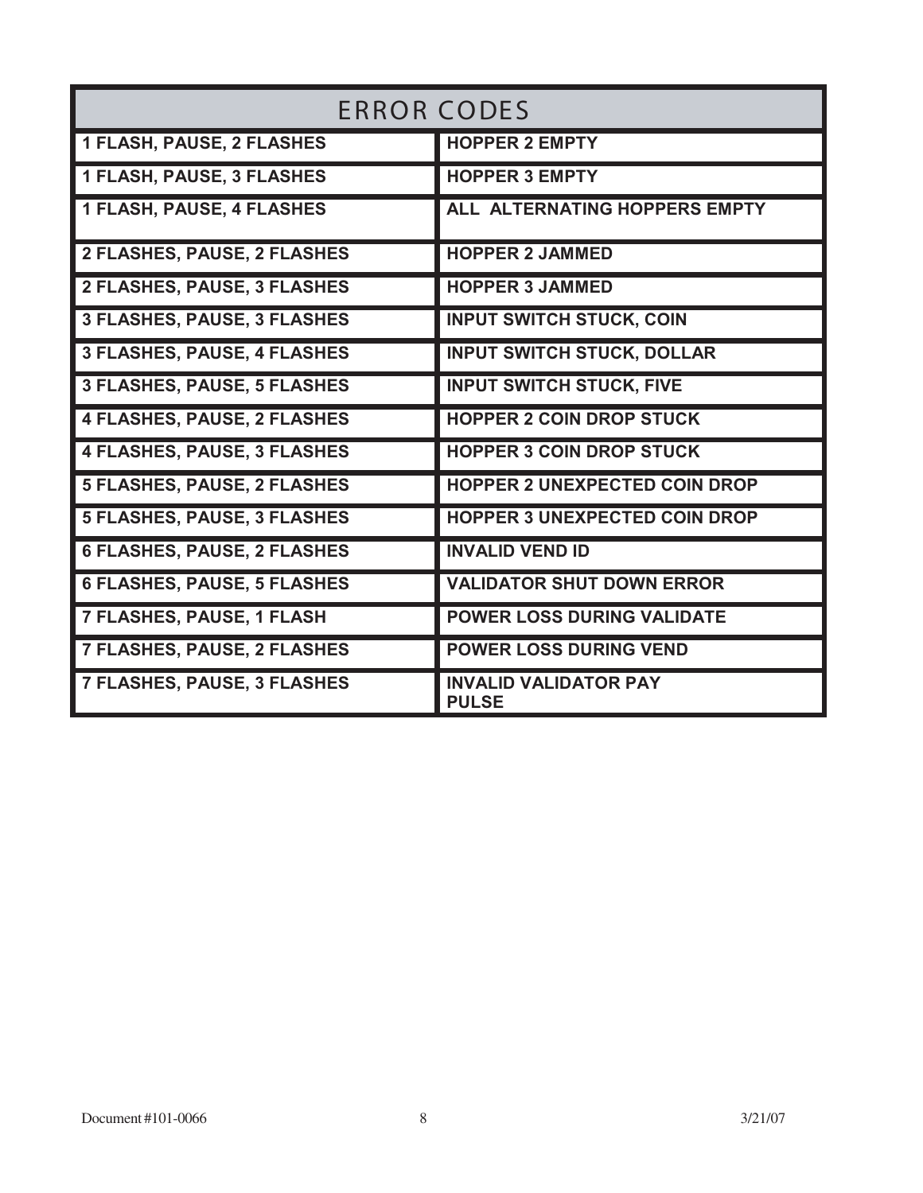| ERROR CODES | |
|---|---|
| 1 FLASH, PAUSE, 2 FLASHES | HOPPER 2 EMPTY |
| 1 FLASH, PAUSE, 3 FLASHES | HOPPER 3 EMPTY |
| 1 FLASH, PAUSE, 4 FLASHES | ALL ALTERNATING HOPPERS EMPTY |
| 2 FLASHES, PAUSE, 2 FLASHES | HOPPER 2 JAMMED |
| 2 FLASHES, PAUSE, 3 FLASHES | HOPPER 3 JAMMED |
| 3 FLASHES, PAUSE, 3 FLASHES | INPUT SWITCH STUCK, COIN |
| 3 FLASHES, PAUSE, 4 FLASHES | INPUT SWITCH STUCK, DOLLAR |
| 3 FLASHES, PAUSE, 5 FLASHES | INPUT SWITCH STUCK, FIVE |
| 4 FLASHES, PAUSE, 2 FLASHES | HOPPER 2 COIN DROP STUCK |
| 4 FLASHES, PAUSE, 3 FLASHES | HOPPER 3 COIN DROP STUCK |
| 5 FLASHES, PAUSE, 2 FLASHES | HOPPER 2 UNEXPECTED COIN DROP |
| 5 FLASHES, PAUSE, 3 FLASHES | HOPPER 3 UNEXPECTED COIN DROP |
| 6 FLASHES, PAUSE, 2 FLASHES | INVALID VEND ID |
| 6 FLASHES, PAUSE, 5 FLASHES | VALIDATOR SHUT DOWN ERROR |
| 7 FLASHES, PAUSE, 1 FLASH | POWER LOSS DURING VALIDATE |
| 7 FLASHES, PAUSE, 2 FLASHES | POWER LOSS DURING VEND |
| 7 FLASHES, PAUSE, 3 FLASHES | INVALID VALIDATOR PAY PULSE |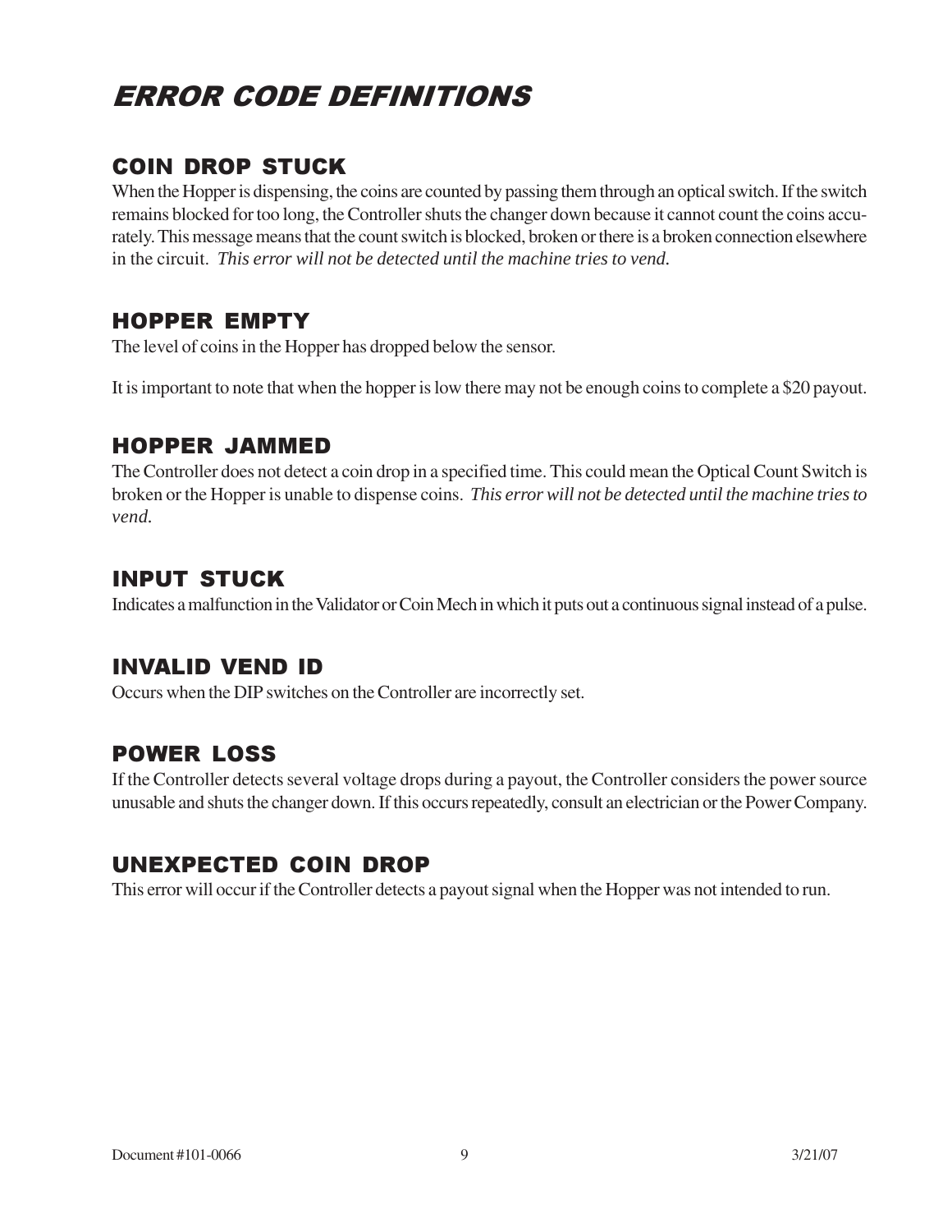# ERROR CODE DEFINITIONS

## COIN DROP STUCK

When the Hopper is dispensing, the coins are counted by passing them through an optical switch. If the switch remains blocked for too long, the Controller shuts the changer down because it cannot count the coins accurately. This message means that the count switch is blocked, broken or there is a broken connection elsewhere in the circuit. *This error will not be detected until the machine tries to vend.*

## HOPPER EMPTY

The level of coins in the Hopper has dropped below the sensor.

It is important to note that when the hopper is low there may not be enough coins to complete a $20 payout.

## HOPPER JAMMED

The Controller does not detect a coin drop in a specified time. This could mean the Optical Count Switch is broken or the Hopper is unable to dispense coins. *This error will not be detected until the machine tries to vend.*

## INPUT STUCK

Indicates a malfunction in the Validator or Coin Mech in which it puts out a continuous signal instead of a pulse.

## INVALID VEND ID

Occurs when the DIP switches on the Controller are incorrectly set.

## POWER LOSS

If the Controller detects several voltage drops during a payout, the Controller considers the power source unusable and shuts the changer down. If this occurs repeatedly, consult an electrician or the Power Company.

## UNEXPECTED COIN DROP

This error will occur if the Controller detects a payout signal when the Hopper was not intended to run.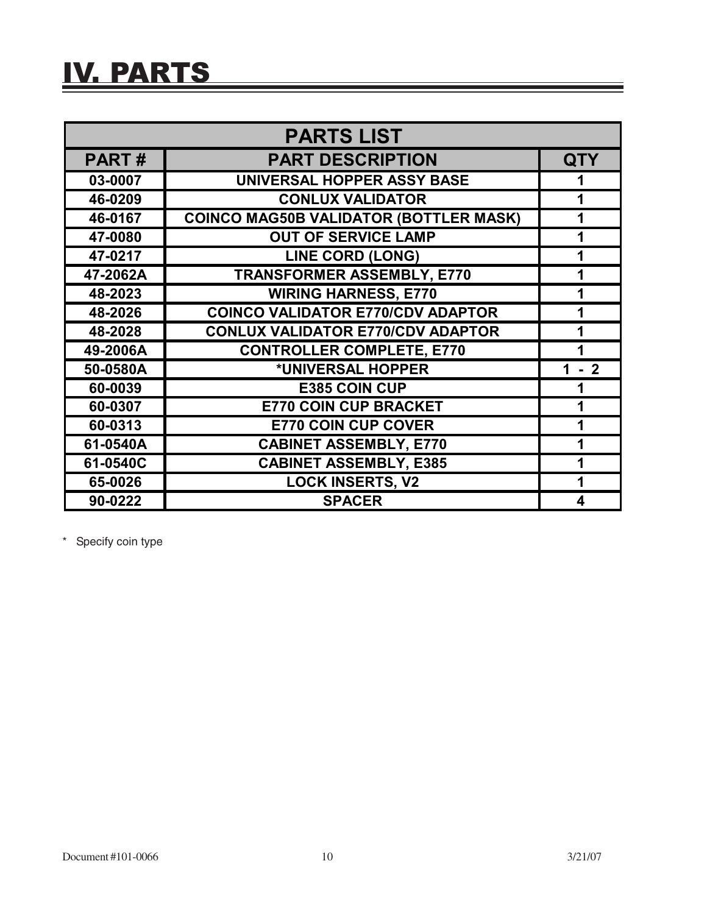# IV. PARTS

| PARTS LIST | | |
|---|---|---|
| **PART #** | **PART DESCRIPTION** | **QTY** |
| 03-0007 | UNIVERSAL HOPPER ASSY BASE | 1 |
| 46-0209 | CONLUX VALIDATOR | 1 |
| 46-0167 | COINCO MAG50B VALIDATOR (BOTTLER MASK) | 1 |
| 47-0080 | OUT OF SERVICE LAMP | 1 |
| 47-0217 | LINE CORD (LONG) | 1 |
| 47-2062A | TRANSFORMER ASSEMBLY, E770 | 1 |
| 48-2023 | WIRING HARNESS, E770 | 1 |
| 48-2026 | COINCO VALIDATOR E770/CDV ADAPTOR | 1 |
| 48-2028 | CONLUX VALIDATOR E770/CDV ADAPTOR | 1 |
| 49-2006A | CONTROLLER COMPLETE, E770 | 1 |
| 50-0580A | *UNIVERSAL HOPPER | 1 - 2 |
| 60-0039 | E385 COIN CUP | 1 |
| 60-0307 | E770 COIN CUP BRACKET | 1 |
| 60-0313 | E770 COIN CUP COVER | 1 |
| 61-0540A | CABINET ASSEMBLY, E770 | 1 |
| 61-0540C | CABINET ASSEMBLY, E385 | 1 |
| 65-0026 | LOCK INSERTS, V2 | 1 |
| 90-0222 | SPACER | 4 |

* Specify coin type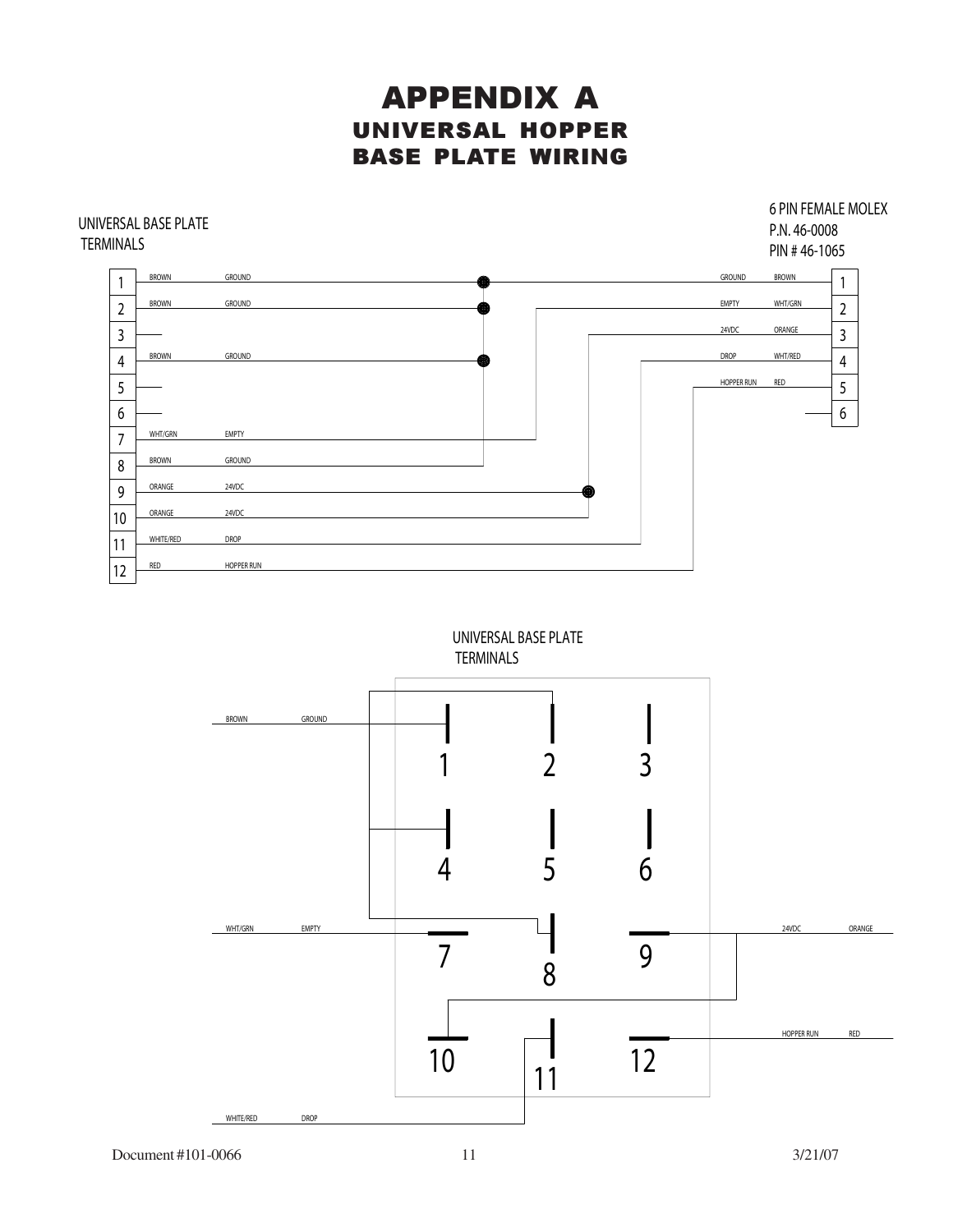# APPENDIX A
## UNIVERSAL HOPPER BASE PLATE WIRING

UNIVERSAL BASE PLATE TERMINALS

| Terminal | Wire Color | Signal |
|---|---|---|
| 1 | BROWN | GROUND |
| 2 | BROWN | GROUND |
| 3 | | |
| 4 | BROWN | GROUND |
| 5 | | |
| 6 | | |
| 7 | WHT/GRN | EMPTY |
| 8 | BROWN | GROUND |
| 9 | ORANGE | 24VDC |
| 10 | ORANGE | 24VDC |
| 11 | WHITE/RED | DROP |
| 12 | RED | HOPPER RUN |

6 PIN FEMALE MOLEX
P.N. 46-0008
PIN # 46-1065

| Pin | Signal | Wire Color |
|---|---|---|
| 1 | GROUND | BROWN |
| 2 | EMPTY | WHT/GRN |
| 3 | 24VDC | ORANGE |
| 4 | DROP | WHT/RED |
| 5 | HOPPER RUN | RED |
| 6 | | |

UNIVERSAL BASE PLATE TERMINALS

BROWN GROUND — 1, 2, 4, 8

WHT/GRN EMPTY — 7

24VDC ORANGE — 9, 10

HOPPER RUN RED — 12

WHITE/RED DROP — 11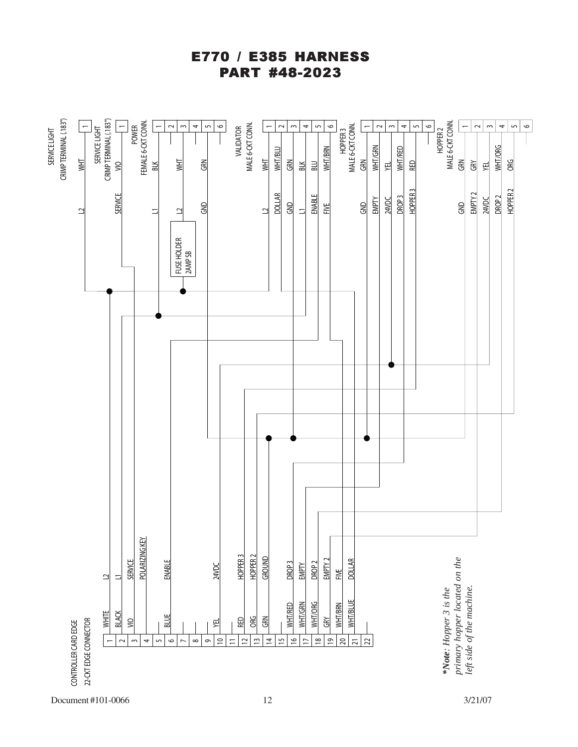# E770 / E385 HARNESS
# PART #48-2023

**SERVICE LIGHT CRIMP TERMINAL (.183")**

| Pin | Wire | Signal |
|---|---|---|
| 1 | WHT | L2 |

**SERVICE LIGHT CRIMP TERMINAL (.183")**

| Pin | Wire | Signal |
|---|---|---|
| 1 | VIO | SERVICE |

**POWER FEMALE 6-CKT CONN.**

| Pin | Wire | Signal |
|---|---|---|
| 1 | BLK | L1 |
| 2 | | |
| 3 | WHT | L2 |
| 4 | | |
| 5 | GRN | GND |
| 6 | | |

FUSE HOLDER 2AMP SB

**VALIDATOR MALE 6-CKT CONN.**

| Pin | Wire | Signal |
|---|---|---|
| 1 | WHT | L2 |
| 2 | WHT/BLU | DOLLAR |
| 3 | GRN | GND |
| 4 | BLK | L1 |
| 5 | BLU | ENABLE |
| 6 | WHT/BRN | FIVE |

**HOPPER 3 MALE 6-CKT CONN.**

| Pin | Wire | Signal |
|---|---|---|
| 1 | GRN | GND |
| 2 | WHT/GRN | EMPTY |
| 3 | YEL | 24VDC |
| 4 | WHT/RED | DROP 3 |
| 5 | RED | HOPPER 3 |
| 6 | | |

**HOPPER 2 MALE 6-CKT CONN.**

| Pin | Wire | Signal |
|---|---|---|
| 1 | GRN | GND |
| 2 | GRY | EMPTY 2 |
| 3 | YEL | 24VDC |
| 4 | WHT/ORG | DROP 2 |
| 5 | ORG | HOPPER 2 |
| 6 | | |

**CONTROLLER CARD EDGE 22-CKT EDGE CONNECTOR**

| Pin | Wire | Signal |
|---|---|---|
| 1 | WHITE | L2 |
| 2 | BLACK | L1 |
| 3 | VIO | SERVICE |
| 4 | | POLARIZING KEY |
| 5 | BLUE | ENABLE |
| 6 | | |
| 7 | | |
| 8 | | |
| 9 | YEL | 24VDC |
| 10 | | |
| 11 | RED | HOPPER 3 |
| 12 | ORG | HOPPER 2 |
| 13 | GRN | GROUND |
| 14 | | |
| 15 | WHT/RED | DROP 3 |
| 16 | WHT/GRN | EMPTY |
| 17 | WHT/ORG | DROP 2 |
| 18 | GRY | EMPTY 2 |
| 19 | WHT/BRN | FIVE |
| 20 | WHT/BLUE | DOLLAR |
| 21 | | |
| 22 | | |

****Note*: Hopper 3 is the primary hopper located on the left side of the machine.*

Document #101-0066 3/21/07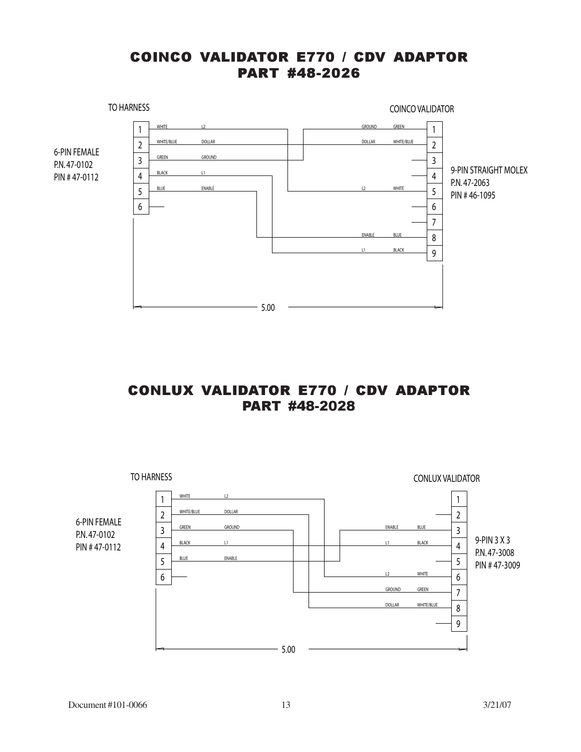# COINCO VALIDATOR E770 / CDV ADAPTOR
# PART #48-2026

TO HARNESS

COINCO VALIDATOR

6-PIN FEMALE
P.N. 47-0102
PIN # 47-0112

9-PIN STRAIGHT MOLEX
P.N. 47-2063
PIN # 46-1095

| 6-Pin (To Harness) | Wire Color | Signal | 9-Pin (Coinco Validator) |
|---|---|---|---|
| 1 | WHITE | L2 | 5 |
| 2 | WHITE/BLUE | DOLLAR | 2 |
| 3 | GREEN | GROUND | 1 |
| 4 | BLACK | L1 | 9 |
| 5 | BLUE | ENABLE | 8 |
| 6 | | | |

9-pin pins 3, 4, 6, 7: no connection

5.00

# CONLUX VALIDATOR E770 / CDV ADAPTOR
# PART #48-2028

TO HARNESS

CONLUX VALIDATOR

6-PIN FEMALE
P.N. 47-0102
PIN # 47-0112

9-PIN 3 X 3
P.N. 47-3008
PIN # 47-3009

| 6-Pin (To Harness) | Wire Color | Signal | 9-Pin (Conlux Validator) |
|---|---|---|---|
| 1 | WHITE | L2 | 6 |
| 2 | WHITE/BLUE | DOLLAR | 8 |
| 3 | GREEN | GROUND | 7 |
| 4 | BLACK | L1 | 4 |
| 5 | BLUE | ENABLE | 3 |
| 6 | | | |

9-pin pins 1, 2, 5, 9: no connection

5.00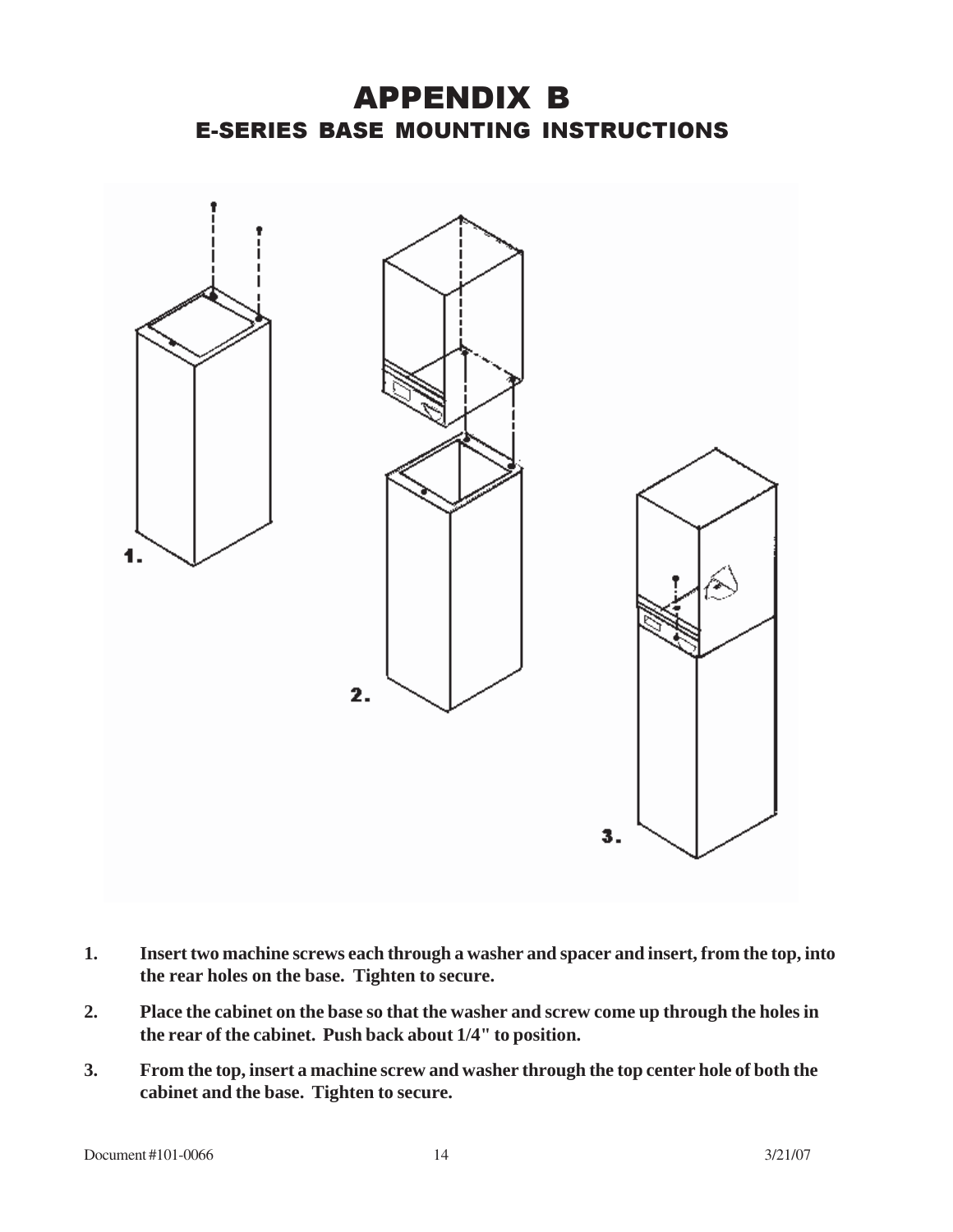# APPENDIX B

## E-SERIES BASE MOUNTING INSTRUCTIONS

1. **Insert two machine screws each through a washer and spacer and insert, from the top, into the rear holes on the base. Tighten to secure.**
2. **Place the cabinet on the base so that the washer and screw come up through the holes in the rear of the cabinet. Push back about 1/4" to position.**
3. **From the top, insert a machine screw and washer through the top center hole of both the cabinet and the base. Tighten to secure.**

Document #101-0066 3/21/07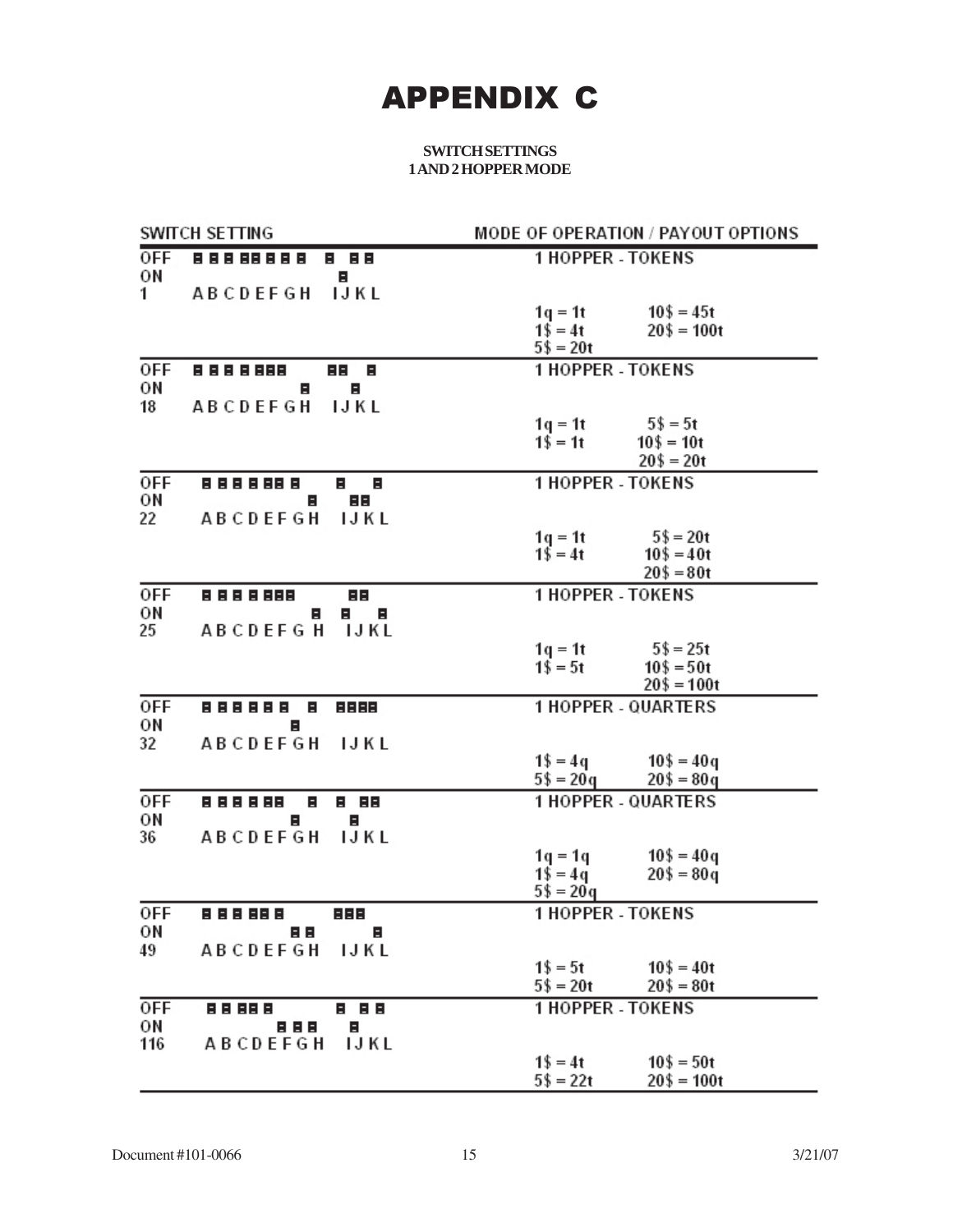# APPENDIX C

**SWITCH SETTINGS**
**1 AND 2 HOPPER MODE**

| SWITCH SETTING | A | B | C | D | E | F | G | H | I | J | K | L | MODE OF OPERATION / PAYOUT OPTIONS |
|---|---|---|---|---|---|---|---|---|---|---|---|---|---|
| 1 | OFF | OFF | OFF | OFF | OFF | OFF | OFF | OFF | OFF | ON | OFF | OFF | 1 HOPPER - TOKENS<br>1q = 1t, 1$ = 4t, 5$ = 20t, 10$ = 45t, 20$ = 100t |
| 18 | OFF | OFF | OFF | OFF | OFF | OFF | OFF | ON | OFF | OFF | ON | OFF | 1 HOPPER - TOKENS<br>1q = 1t, 1$ = 1t, 5$ = 5t, 10$ = 10t, 20$ = 20t |
| 22 | OFF | OFF | OFF | OFF | OFF | OFF | OFF | ON | OFF | ON | ON | OFF | 1 HOPPER - TOKENS<br>1q = 1t, 1$ = 4t, 5$ = 20t, 10$ = 40t, 20$ = 80t |
| 25 | OFF | OFF | OFF | OFF | OFF | OFF | OFF | ON | ON | OFF | OFF | ON | 1 HOPPER - TOKENS<br>1q = 1t, 1$ = 5t, 5$ = 25t, 10$ = 50t, 20$ = 100t |
| 32 | OFF | OFF | OFF | OFF | OFF | OFF | ON | OFF | OFF | OFF | OFF | OFF | 1 HOPPER - QUARTERS<br>1$ = 4q, 5$ = 20q, 10$ = 40q, 20$ = 80q |
| 36 | OFF | OFF | OFF | OFF | OFF | OFF | ON | OFF | OFF | ON | OFF | OFF | 1 HOPPER - QUARTERS<br>1q = 1q, 1$ = 4q, 5$ = 20q, 10$ = 40q, 20$ = 80q |
| 49 | OFF | OFF | OFF | OFF | OFF | OFF | ON | ON | OFF | OFF | OFF | ON | 1 HOPPER - TOKENS<br>1$ = 5t, 5$ = 20t, 10$ = 40t, 20$ = 80t |
| 116 | OFF | OFF | OFF | OFF | OFF | ON | ON | ON | OFF | ON | OFF | OFF | 1 HOPPER - TOKENS<br>1$ = 4t, 5$ = 22t, 10$ = 50t, 20$ = 100t |

Document #101-0066 3/21/07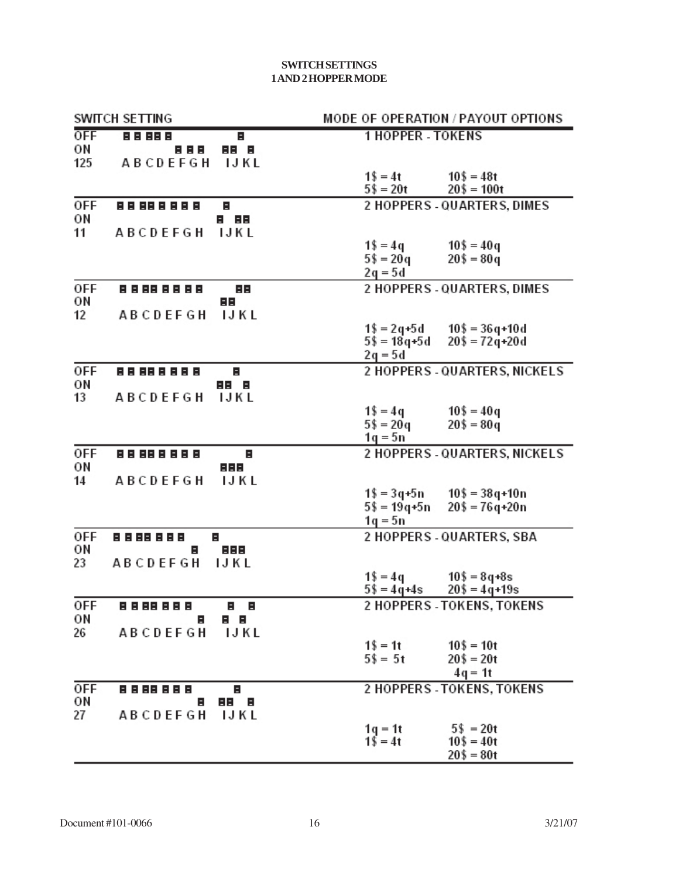# SWITCH SETTINGS
## 1 AND 2 HOPPER MODE

| SWITCH SETTING | A | B | C | D | E | F | G | H | I | J | K | L | MODE OF OPERATION / PAYOUT OPTIONS |
|---|---|---|---|---|---|---|---|---|---|---|---|---|---|
| 125 | OFF | OFF | OFF | OFF | OFF | ON | ON | ON | ON | ON | OFF | ON | 1 HOPPER - TOKENS<br>1$ = 4t, 5$ = 20t, 10$ = 48t, 20$ = 100t |
| 11 | OFF | OFF | OFF | OFF | OFF | OFF | OFF | OFF | ON | OFF | ON | ON | 2 HOPPERS - QUARTERS, DIMES<br>1$ = 4q, 5$ = 20q, 10$ = 40q, 20$ = 80q<br>2q = 5d |
| 12 | OFF | OFF | OFF | OFF | OFF | OFF | OFF | OFF | ON | ON | OFF | OFF | 2 HOPPERS - QUARTERS, DIMES<br>1$ = 2q+5d, 5$ = 18q+5d, 10$ = 36q+10d, 20$ = 72q+20d<br>2q = 5d |
| 13 | OFF | OFF | OFF | OFF | OFF | OFF | OFF | OFF | ON | ON | OFF | ON | 2 HOPPERS - QUARTERS, NICKELS<br>1$ = 4q, 5$ = 20q, 10$ = 40q, 20$ = 80q<br>1q = 5n |
| 14 | OFF | OFF | OFF | OFF | OFF | OFF | OFF | OFF | ON | ON | ON | OFF | 2 HOPPERS - QUARTERS, NICKELS<br>1$ = 3q+5n, 5$ = 19q+5n, 10$ = 38q+10n, 20$ = 76q+20n<br>1q = 5n |
| 23 | OFF | OFF | OFF | OFF | OFF | OFF | OFF | ON | OFF | ON | ON | ON | 2 HOPPERS - QUARTERS, SBA<br>1$ = 4q, 5$ = 4q+4s, 10$ = 8q+8s, 20$ = 4q+19s |
| 26 | OFF | OFF | OFF | OFF | OFF | OFF | OFF | ON | ON | OFF | ON | OFF | 2 HOPPERS - TOKENS, TOKENS<br>1$ = 1t, 5$ = 5t, 10$ = 10t, 20$ = 20t<br>4q = 1t |
| 27 | OFF | OFF | OFF | OFF | OFF | OFF | OFF | ON | ON | OFF | ON | ON | 2 HOPPERS - TOKENS, TOKENS<br>1q = 1t, 1$ = 4t, 5$ = 20t, 10$ = 40t, 20$ = 80t |

Document #101-0066 3/21/07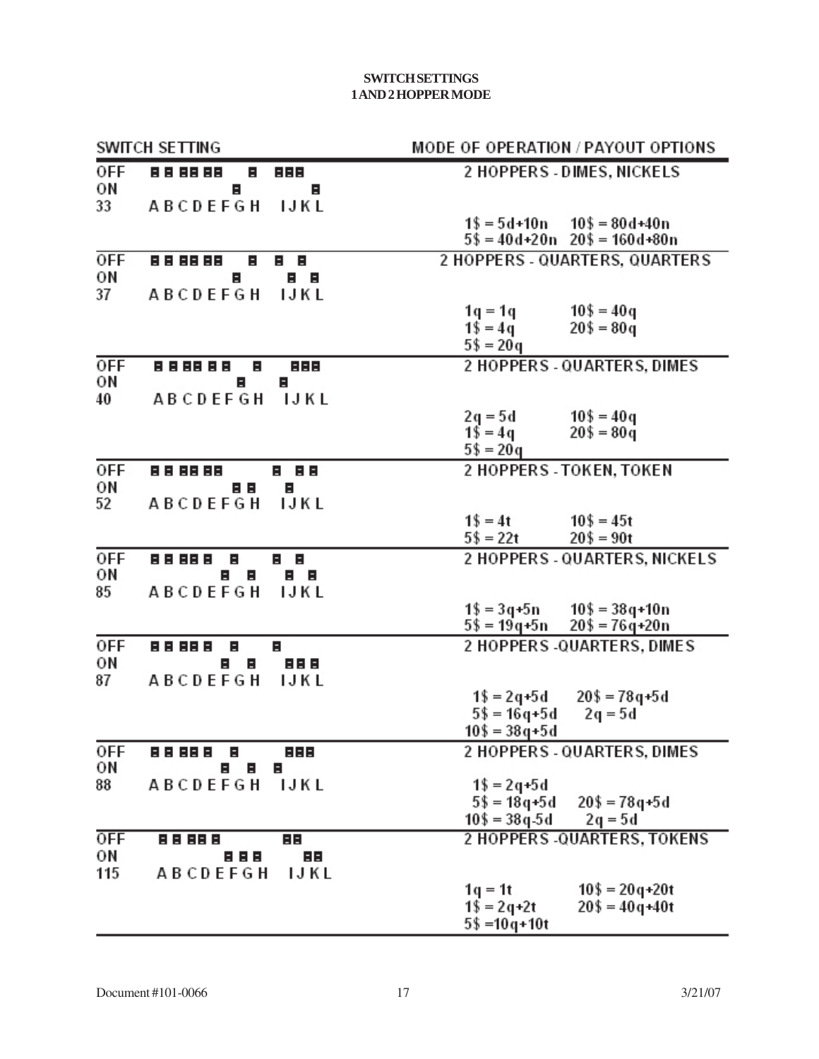# SWITCH SETTINGS
## 1 AND 2 HOPPER MODE

| SWITCH SETTING | OFF | ON | MODE OF OPERATION / PAYOUT OPTIONS | |
|---|---|---|---|---|
| 33 | A B C D E F H I J K | G L | 2 HOPPERS - DIMES, NICKELS | |
| | | | 1$ = 5d+10n | 10$ = 80d+40n |
| | | | 5$ = 40d+20n | 20$ = 160d+80n |
| 37 | A B C D E F H I K | G J L | 2 HOPPERS - QUARTERS, QUARTERS | |
| | | | 1q = 1q | 10$ = 40q |
| | | | 1$ = 4q | 20$ = 80q |
| | | | 5$ = 20q | |
| 40 | A B C D E F H J K L | G I | 2 HOPPERS - QUARTERS, DIMES | |
| | | | 2q = 5d | 10$ = 40q |
| | | | 1$ = 4q | 20$ = 80q |
| | | | 5$ = 20q | |
| 52 | A B C D E F I K L | G H J | 2 HOPPERS - TOKEN, TOKEN | |
| | | | 1$ = 4t | 10$ = 45t |
| | | | 5$ = 22t | 20$ = 90t |
| 85 | A B C D E G I K | F H J L | 2 HOPPERS - QUARTERS, NICKELS | |
| | | | 1$ = 3q+5n | 10$ = 38q+10n |
| | | | 5$ = 19q+5n | 20$ = 76q+20n |
| 87 | A B C D E G I | F H J K L | 2 HOPPERS -QUARTERS, DIMES | |
| | | | 1$ = 2q+5d | 20$ = 78q+5d |
| | | | 5$ = 16q+5d | 2q = 5d |
| | | | 10$ = 38q+5d | |
| 88 | A B C D E G J K L | F H I | 2 HOPPERS - QUARTERS, DIMES | |
| | | | 1$ = 2q+5d | |
| | | | 5$ = 18q+5d | 20$ = 78q+5d |
| | | | 10$ = 38q-5d | 2q = 5d |
| 115 | A B C D E I J | F G H K L | 2 HOPPERS -QUARTERS, TOKENS | |
| | | | 1q = 1t | 10$ = 20q+20t |
| | | | 1$ = 2q+2t | 20$ = 40q+40t |
| | | | 5$ =10q+10t | |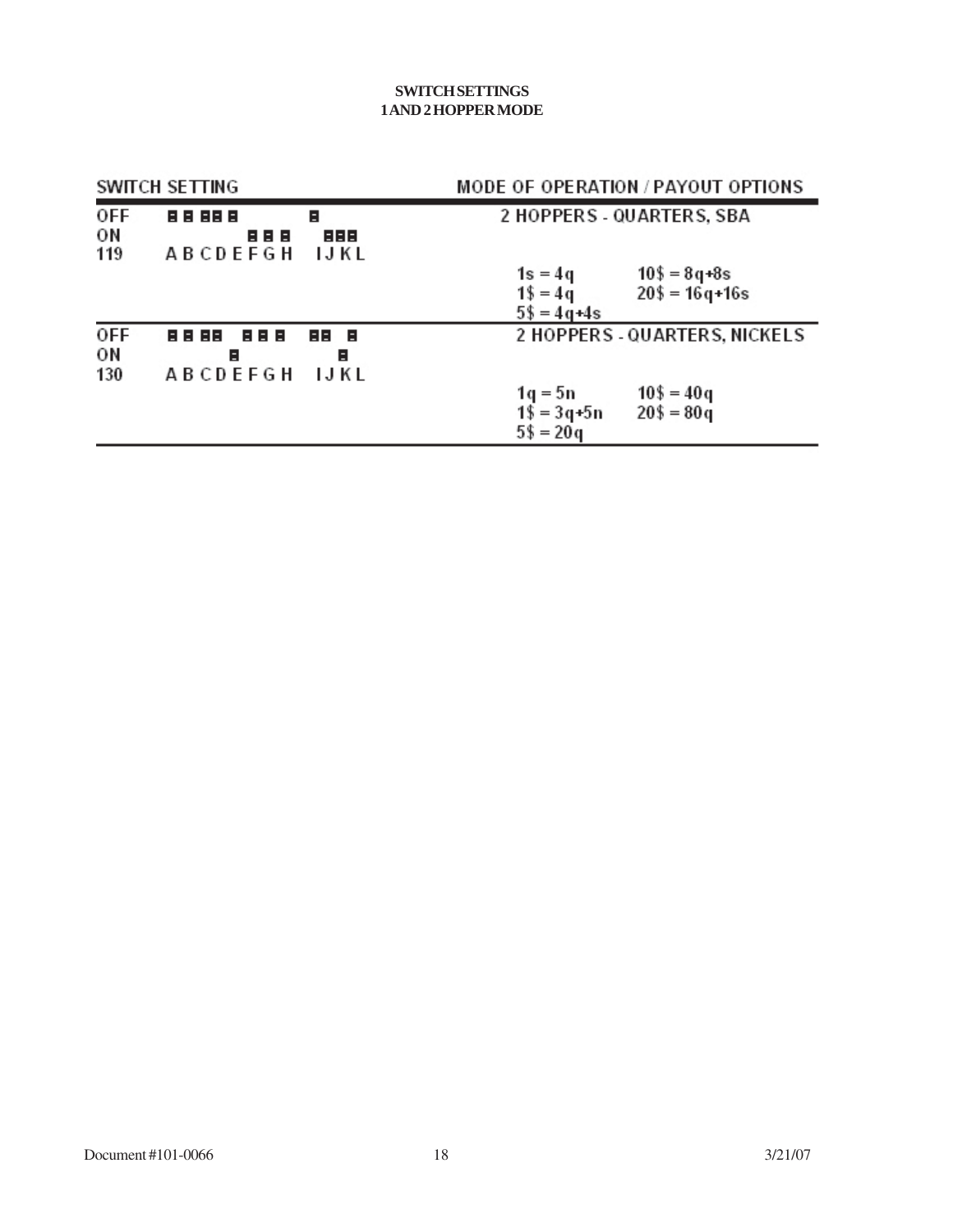**SWITCH SETTINGS**
**1 AND 2 HOPPER MODE**

| SWITCH SETTING | A | B | C | D | E | F | G | H | I | J | K | L | MODE OF OPERATION / PAYOUT OPTIONS |
|---|---|---|---|---|---|---|---|---|---|---|---|---|---|
| 119 | OFF | OFF | OFF | OFF | OFF | ON | ON | ON | OFF | ON | ON | ON | 2 HOPPERS - QUARTERS, SBA<br>1s = 4q<br>1$ = 4q<br>5$ = 4q+4s<br>10$ = 8q+8s<br>20$ = 16q+16s |
| 130 | OFF | OFF | OFF | OFF | ON | OFF | OFF | OFF | OFF | OFF | ON | OFF | 2 HOPPERS - QUARTERS, NICKELS<br>1q = 5n<br>1$ = 3q+5n<br>5$ = 20q<br>10$ = 40q<br>20$ = 80q |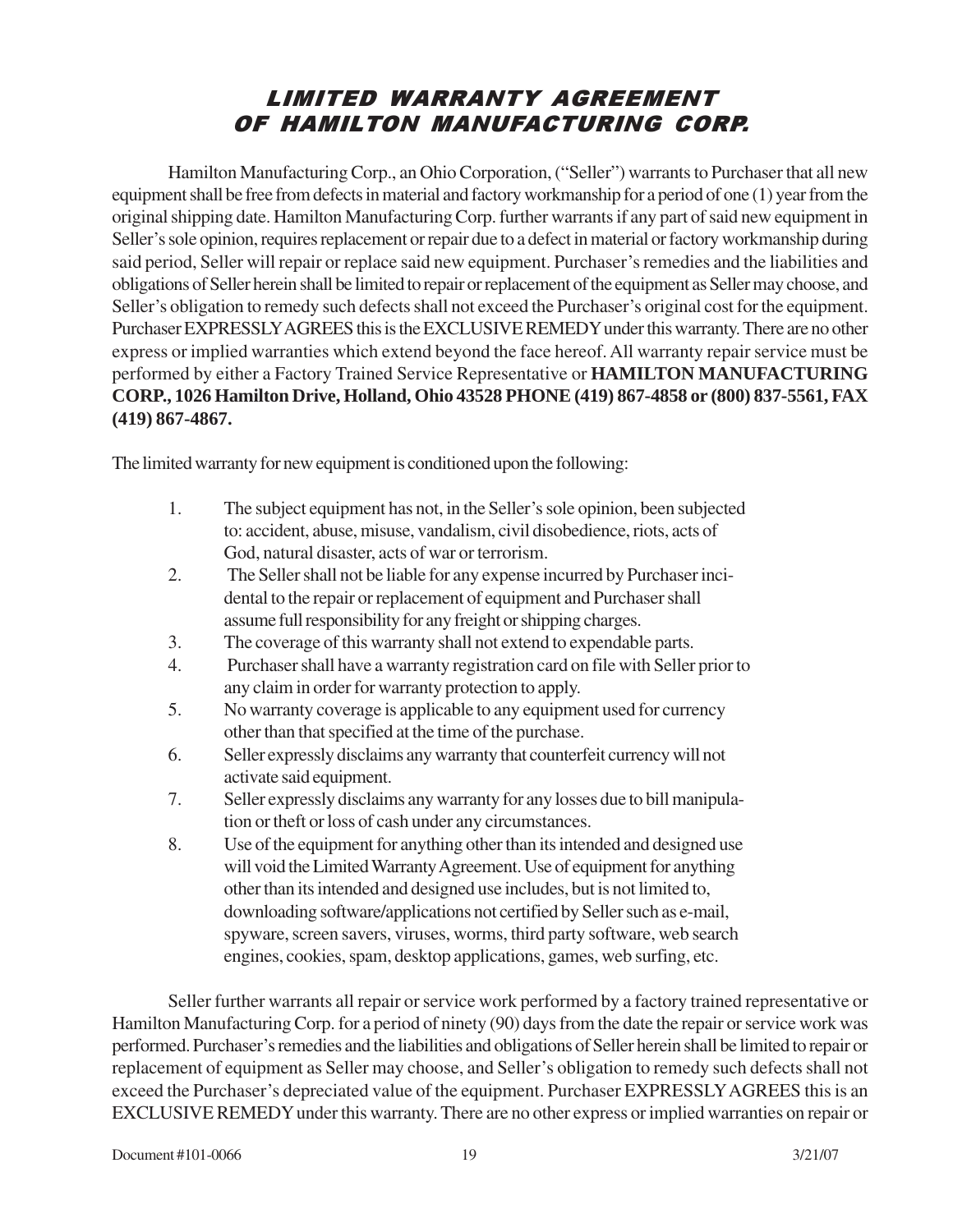# LIMITED WARRANTY AGREEMENT OF HAMILTON MANUFACTURING CORP.

Hamilton Manufacturing Corp., an Ohio Corporation, ("Seller") warrants to Purchaser that all new equipment shall be free from defects in material and factory workmanship for a period of one (1) year from the original shipping date. Hamilton Manufacturing Corp. further warrants if any part of said new equipment in Seller's sole opinion, requires replacement or repair due to a defect in material or factory workmanship during said period, Seller will repair or replace said new equipment. Purchaser's remedies and the liabilities and obligations of Seller herein shall be limited to repair or replacement of the equipment as Seller may choose, and Seller's obligation to remedy such defects shall not exceed the Purchaser's original cost for the equipment. Purchaser EXPRESSLY AGREES this is the EXCLUSIVE REMEDY under this warranty. There are no other express or implied warranties which extend beyond the face hereof. All warranty repair service must be performed by either a Factory Trained Service Representative or **HAMILTON MANUFACTURING CORP., 1026 Hamilton Drive, Holland, Ohio 43528 PHONE (419) 867-4858 or (800) 837-5561, FAX (419) 867-4867.**

The limited warranty for new equipment is conditioned upon the following:

1. The subject equipment has not, in the Seller's sole opinion, been subjected to: accident, abuse, misuse, vandalism, civil disobedience, riots, acts of God, natural disaster, acts of war or terrorism.
2. The Seller shall not be liable for any expense incurred by Purchaser incidental to the repair or replacement of equipment and Purchaser shall assume full responsibility for any freight or shipping charges.
3. The coverage of this warranty shall not extend to expendable parts.
4. Purchaser shall have a warranty registration card on file with Seller prior to any claim in order for warranty protection to apply.
5. No warranty coverage is applicable to any equipment used for currency other than that specified at the time of the purchase.
6. Seller expressly disclaims any warranty that counterfeit currency will not activate said equipment.
7. Seller expressly disclaims any warranty for any losses due to bill manipulation or theft or loss of cash under any circumstances.
8. Use of the equipment for anything other than its intended and designed use will void the Limited Warranty Agreement. Use of equipment for anything other than its intended and designed use includes, but is not limited to, downloading software/applications not certified by Seller such as e-mail, spyware, screen savers, viruses, worms, third party software, web search engines, cookies, spam, desktop applications, games, web surfing, etc.

Seller further warrants all repair or service work performed by a factory trained representative or Hamilton Manufacturing Corp. for a period of ninety (90) days from the date the repair or service work was performed. Purchaser's remedies and the liabilities and obligations of Seller herein shall be limited to repair or replacement of equipment as Seller may choose, and Seller's obligation to remedy such defects shall not exceed the Purchaser's depreciated value of the equipment. Purchaser EXPRESSLY AGREES this is an EXCLUSIVE REMEDY under this warranty. There are no other express or implied warranties on repair or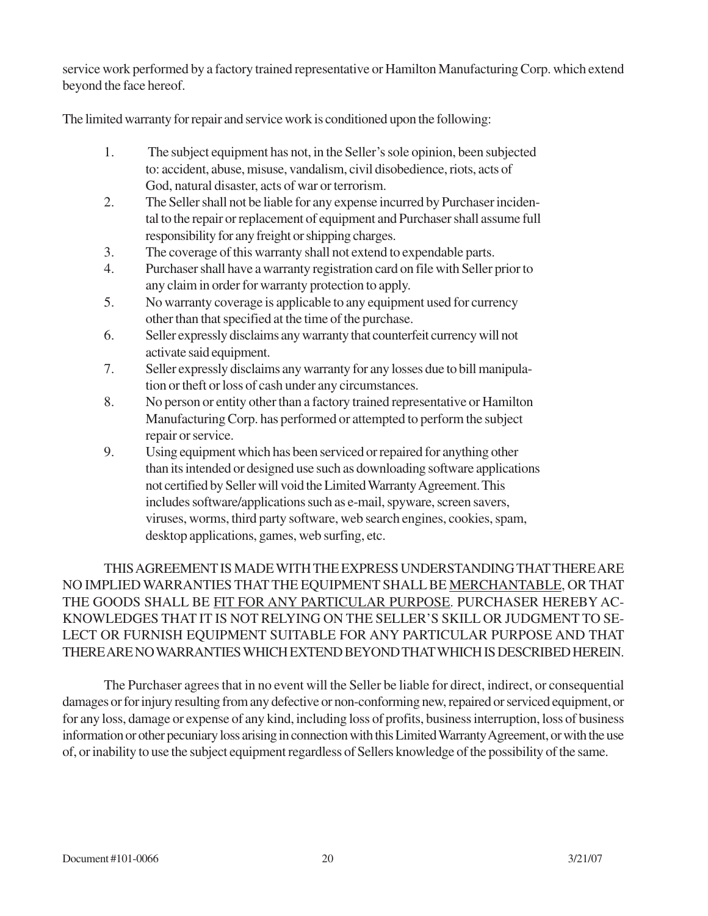service work performed by a factory trained representative or Hamilton Manufacturing Corp. which extend beyond the face hereof.

The limited warranty for repair and service work is conditioned upon the following:

1. The subject equipment has not, in the Seller's sole opinion, been subjected to: accident, abuse, misuse, vandalism, civil disobedience, riots, acts of God, natural disaster, acts of war or terrorism.
2. The Seller shall not be liable for any expense incurred by Purchaser incidental to the repair or replacement of equipment and Purchaser shall assume full responsibility for any freight or shipping charges.
3. The coverage of this warranty shall not extend to expendable parts.
4. Purchaser shall have a warranty registration card on file with Seller prior to any claim in order for warranty protection to apply.
5. No warranty coverage is applicable to any equipment used for currency other than that specified at the time of the purchase.
6. Seller expressly disclaims any warranty that counterfeit currency will not activate said equipment.
7. Seller expressly disclaims any warranty for any losses due to bill manipulation or theft or loss of cash under any circumstances.
8. No person or entity other than a factory trained representative or Hamilton Manufacturing Corp. has performed or attempted to perform the subject repair or service.
9. Using equipment which has been serviced or repaired for anything other than its intended or designed use such as downloading software applications not certified by Seller will void the Limited Warranty Agreement. This includes software/applications such as e-mail, spyware, screen savers, viruses, worms, third party software, web search engines, cookies, spam, desktop applications, games, web surfing, etc.

THIS AGREEMENT IS MADE WITH THE EXPRESS UNDERSTANDING THAT THERE ARE NO IMPLIED WARRANTIES THAT THE EQUIPMENT SHALL BE <u>MERCHANTABLE</u>, OR THAT THE GOODS SHALL BE <u>FIT FOR ANY PARTICULAR PURPOSE</u>. PURCHASER HEREBY ACKNOWLEDGES THAT IT IS NOT RELYING ON THE SELLER'S SKILL OR JUDGMENT TO SELECT OR FURNISH EQUIPMENT SUITABLE FOR ANY PARTICULAR PURPOSE AND THAT THERE ARE NO WARRANTIES WHICH EXTEND BEYOND THAT WHICH IS DESCRIBED HEREIN.

The Purchaser agrees that in no event will the Seller be liable for direct, indirect, or consequential damages or for injury resulting from any defective or non-conforming new, repaired or serviced equipment, or for any loss, damage or expense of any kind, including loss of profits, business interruption, loss of business information or other pecuniary loss arising in connection with this Limited Warranty Agreement, or with the use of, or inability to use the subject equipment regardless of Sellers knowledge of the possibility of the same.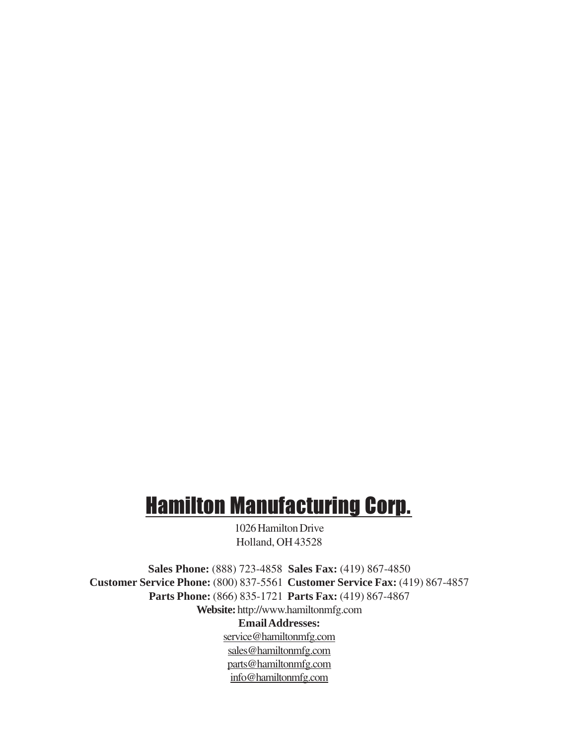# Hamilton Manufacturing Corp.

1026 Hamilton Drive
Holland, OH 43528

**Sales Phone:** (888) 723-4858 **Sales Fax:** (419) 867-4850
**Customer Service Phone:** (800) 837-5561 **Customer Service Fax:** (419) 867-4857
**Parts Phone:** (866) 835-1721 **Parts Fax:** (419) 867-4867
**Website:** http://www.hamiltonmfg.com
**Email Addresses:**
service@hamiltonmfg.com
sales@hamiltonmfg.com
parts@hamiltonmfg.com
info@hamiltonmfg.com